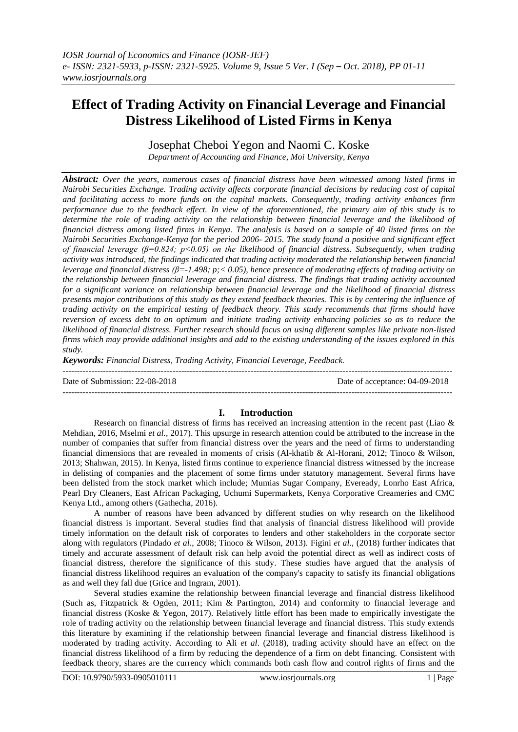# Effect of Trading Activity on Financial Leverage and Financial Distress Likelihood of Listed Firms in Kenya

Josephat Cheboi Yegon and Naomi C. Koske

*Department of Accounting and Finance, Moi University, Kenya*

***Abstract:*** *Over the years, numerous cases of financial distress have been witnessed among listed firms in Nairobi Securities Exchange. Trading activity affects corporate financial decisions by reducing cost of capital and facilitating access to more funds on the capital markets. Consequently, trading activity enhances firm performance due to the feedback effect. In view of the aforementioned, the primary aim of this study is to determine the role of trading activity on the relationship between financial leverage and the likelihood of financial distress among listed firms in Kenya. The analysis is based on a sample of 40 listed firms on the Nairobi Securities Exchange-Kenya for the period 2006- 2015. The study found a positive and significant effect of financial leverage ($\beta=0.824$; $p<0.05$) on the likelihood of financial distress. Subsequently, when trading activity was introduced, the findings indicated that trading activity moderated the relationship between financial leverage and financial distress ($\beta=-1.498$; p;$< 0.05$), hence presence of moderating effects of trading activity on the relationship between financial leverage and financial distress. The findings that trading activity accounted for a significant variance on relationship between financial leverage and the likelihood of financial distress presents major contributions of this study as they extend feedback theories. This is by centering the influence of trading activity on the empirical testing of feedback theory. This study recommends that firms should have reversion of excess debt to an optimum and initiate trading activity enhancing policies so as to reduce the likelihood of financial distress. Further research should focus on using different samples like private non-listed firms which may provide additional insights and add to the existing understanding of the issues explored in this study.*

***Keywords:*** *Financial Distress, Trading Activity, Financial Leverage, Feedback.*

---

Date of Submission: 22-08-2018 | Date of acceptance: 04-09-2018

---

## I. Introduction

Research on financial distress of firms has received an increasing attention in the recent past (Liao & Mehdian, 2016, Mselmi *et al.,* 2017). This upsurge in research attention could be attributed to the increase in the number of companies that suffer from financial distress over the years and the need of firms to understanding financial dimensions that are revealed in moments of crisis (Al-khatib & Al-Horani, 2012; Tinoco & Wilson, 2013; Shahwan, 2015). In Kenya, listed firms continue to experience financial distress witnessed by the increase in delisting of companies and the placement of some firms under statutory management. Several firms have been delisted from the stock market which include; Mumias Sugar Company, Eveready, Lonrho East Africa, Pearl Dry Cleaners, East African Packaging, Uchumi Supermarkets, Kenya Corporative Creameries and CMC Kenya Ltd., among others (Gathecha, 2016).

A number of reasons have been advanced by different studies on why research on the likelihood financial distress is important. Several studies find that analysis of financial distress likelihood will provide timely information on the default risk of corporates to lenders and other stakeholders in the corporate sector along with regulators (Pindado *et al*., 2008; Tinoco & Wilson, 2013). Figini *et al.,* (2018) further indicates that timely and accurate assessment of default risk can help avoid the potential direct as well as indirect costs of financial distress, therefore the significance of this study. These studies have argued that the analysis of financial distress likelihood requires an evaluation of the company's capacity to satisfy its financial obligations as and well they fall due (Grice and Ingram, 2001).

Several studies examine the relationship between financial leverage and financial distress likelihood (Such as, Fitzpatrick & Ogden, 2011; Kim & Partington, 2014) and conformity to financial leverage and financial distress (Koske & Yegon, 2017). Relatively little effort has been made to empirically investigate the role of trading activity on the relationship between financial leverage and financial distress. This study extends this literature by examining if the relationship between financial leverage and financial distress likelihood is moderated by trading activity. According to Ali *et al*. (2018), trading activity should have an effect on the financial distress likelihood of a firm by reducing the dependence of a firm on debt financing. Consistent with feedback theory, shares are the currency which commands both cash flow and control rights of firms and the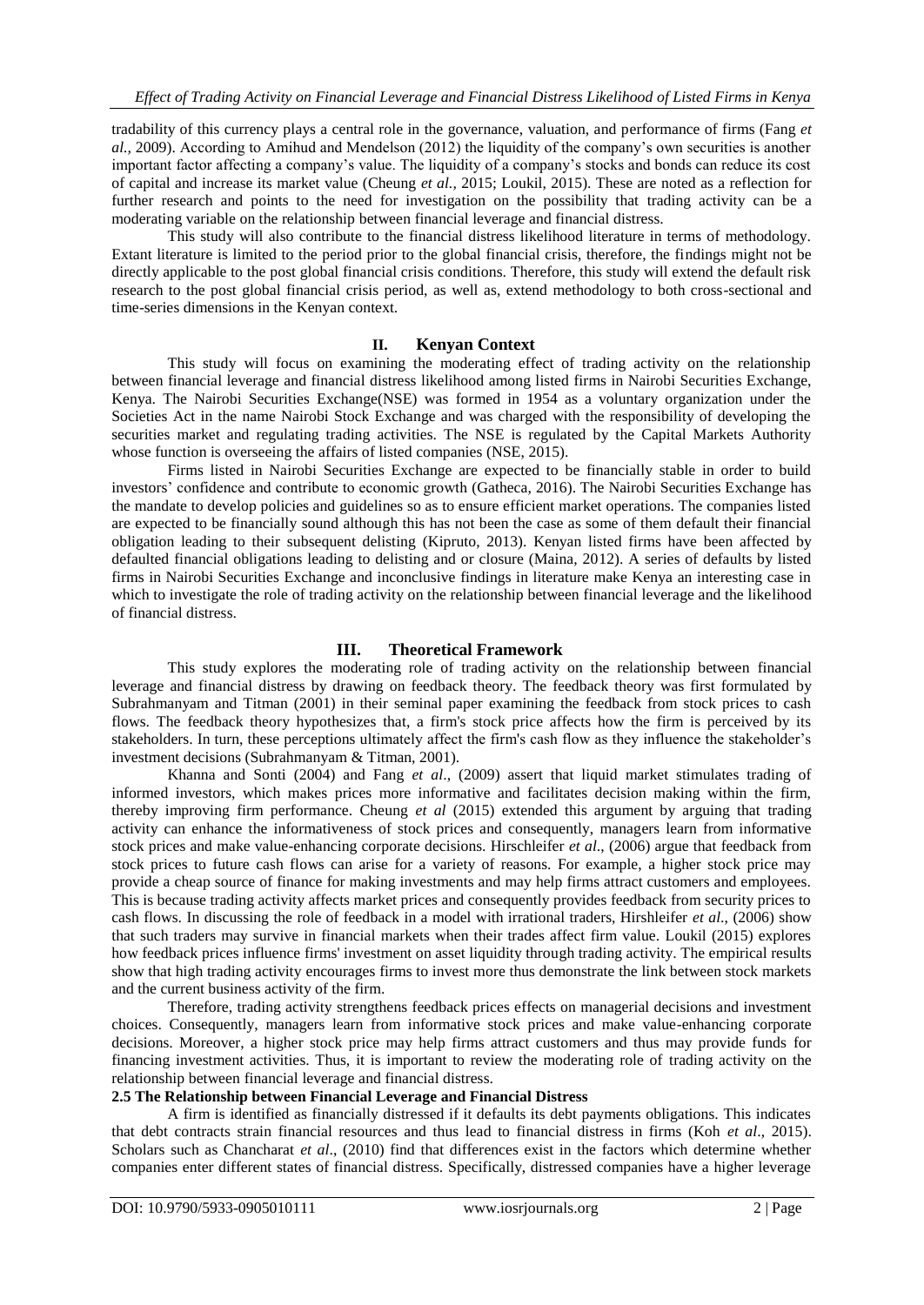tradability of this currency plays a central role in the governance, valuation, and performance of firms (Fang *et al.,* 2009). According to Amihud and Mendelson (2012) the liquidity of the company's own securities is another important factor affecting a company's value. The liquidity of a company's stocks and bonds can reduce its cost of capital and increase its market value (Cheung *et al.,* 2015; Loukil, 2015). These are noted as a reflection for further research and points to the need for investigation on the possibility that trading activity can be a moderating variable on the relationship between financial leverage and financial distress.

This study will also contribute to the financial distress likelihood literature in terms of methodology. Extant literature is limited to the period prior to the global financial crisis, therefore, the findings might not be directly applicable to the post global financial crisis conditions. Therefore, this study will extend the default risk research to the post global financial crisis period, as well as, extend methodology to both cross-sectional and time-series dimensions in the Kenyan context.

## II. Kenyan Context

This study will focus on examining the moderating effect of trading activity on the relationship between financial leverage and financial distress likelihood among listed firms in Nairobi Securities Exchange, Kenya. The Nairobi Securities Exchange(NSE) was formed in 1954 as a voluntary organization under the Societies Act in the name Nairobi Stock Exchange and was charged with the responsibility of developing the securities market and regulating trading activities. The NSE is regulated by the Capital Markets Authority whose function is overseeing the affairs of listed companies (NSE, 2015).

Firms listed in Nairobi Securities Exchange are expected to be financially stable in order to build investors' confidence and contribute to economic growth (Gatheca, 2016). The Nairobi Securities Exchange has the mandate to develop policies and guidelines so as to ensure efficient market operations. The companies listed are expected to be financially sound although this has not been the case as some of them default their financial obligation leading to their subsequent delisting (Kipruto, 2013). Kenyan listed firms have been affected by defaulted financial obligations leading to delisting and or closure (Maina, 2012). A series of defaults by listed firms in Nairobi Securities Exchange and inconclusive findings in literature make Kenya an interesting case in which to investigate the role of trading activity on the relationship between financial leverage and the likelihood of financial distress.

## III. Theoretical Framework

This study explores the moderating role of trading activity on the relationship between financial leverage and financial distress by drawing on feedback theory. The feedback theory was first formulated by Subrahmanyam and Titman (2001) in their seminal paper examining the feedback from stock prices to cash flows. The feedback theory hypothesizes that, a firm's stock price affects how the firm is perceived by its stakeholders. In turn, these perceptions ultimately affect the firm's cash flow as they influence the stakeholder's investment decisions (Subrahmanyam & Titman, 2001).

Khanna and Sonti (2004) and Fang *et al*., (2009) assert that liquid market stimulates trading of informed investors, which makes prices more informative and facilitates decision making within the firm, thereby improving firm performance. Cheung *et al* (2015) extended this argument by arguing that trading activity can enhance the informativeness of stock prices and consequently, managers learn from informative stock prices and make value-enhancing corporate decisions. Hirschleifer *et al*., (2006) argue that feedback from stock prices to future cash flows can arise for a variety of reasons. For example, a higher stock price may provide a cheap source of finance for making investments and may help firms attract customers and employees. This is because trading activity affects market prices and consequently provides feedback from security prices to cash flows. In discussing the role of feedback in a model with irrational traders, Hirshleifer *et al*., (2006) show that such traders may survive in financial markets when their trades affect firm value. Loukil (2015) explores how feedback prices influence firms' investment on asset liquidity through trading activity. The empirical results show that high trading activity encourages firms to invest more thus demonstrate the link between stock markets and the current business activity of the firm.

Therefore, trading activity strengthens feedback prices effects on managerial decisions and investment choices. Consequently, managers learn from informative stock prices and make value-enhancing corporate decisions. Moreover, a higher stock price may help firms attract customers and thus may provide funds for financing investment activities. Thus, it is important to review the moderating role of trading activity on the relationship between financial leverage and financial distress.

### 2.5 The Relationship between Financial Leverage and Financial Distress

A firm is identified as financially distressed if it defaults its debt payments obligations. This indicates that debt contracts strain financial resources and thus lead to financial distress in firms (Koh *et al*., 2015). Scholars such as Chancharat *et al*., (2010) find that differences exist in the factors which determine whether companies enter different states of financial distress. Specifically, distressed companies have a higher leverage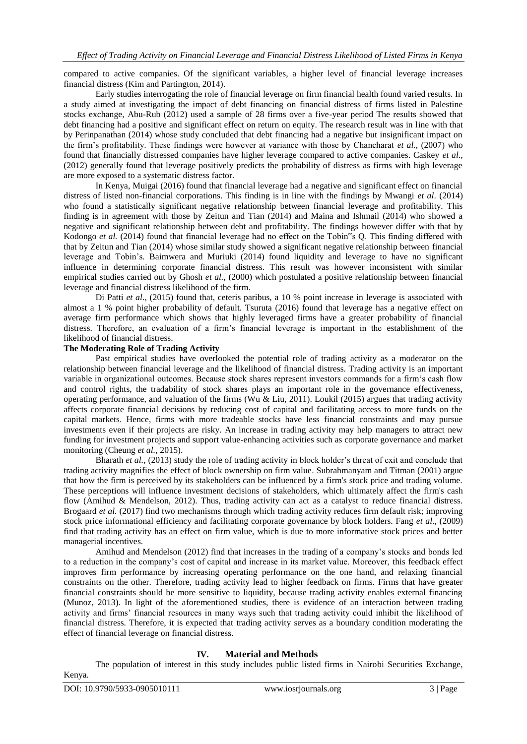compared to active companies. Of the significant variables, a higher level of financial leverage increases financial distress (Kim and Partington, 2014).

Early studies interrogating the role of financial leverage on firm financial health found varied results. In a study aimed at investigating the impact of debt financing on financial distress of firms listed in Palestine stocks exchange, Abu-Rub (2012) used a sample of 28 firms over a five-year period The results showed that debt financing had a positive and significant effect on return on equity. The research result was in line with that by Perinpanathan (2014) whose study concluded that debt financing had a negative but insignificant impact on the firm's profitability. These findings were however at variance with those by Chancharat *et al.,* (2007) who found that financially distressed companies have higher leverage compared to active companies. Caskey *et al.,* (2012) generally found that leverage positively predicts the probability of distress as firms with high leverage are more exposed to a systematic distress factor.

In Kenya, Muigai (2016) found that financial leverage had a negative and significant effect on financial distress of listed non-financial corporations. This finding is in line with the findings by Mwangi *et al*. (2014) who found a statistically significant negative relationship between financial leverage and profitability. This finding is in agreement with those by Zeitun and Tian (2014) and Maina and Ishmail (2014) who showed a negative and significant relationship between debt and profitability. The findings however differ with that by Kodongo *et al.* (2014) found that financial leverage had no effect on the Tobin"s Q. This finding differed with that by Zeitun and Tian (2014) whose similar study showed a significant negative relationship between financial leverage and Tobin's. Baimwera and Muriuki (2014) found liquidity and leverage to have no significant influence in determining corporate financial distress. This result was however inconsistent with similar empirical studies carried out by Ghosh *et al.,* (2000) which postulated a positive relationship between financial leverage and financial distress likelihood of the firm.

Di Patti *et al*., (2015) found that, ceteris paribus, a 10 % point increase in leverage is associated with almost a 1 % point higher probability of default. Tsuruta (2016) found that leverage has a negative effect on average firm performance which shows that highly leveraged firms have a greater probability of financial distress. Therefore, an evaluation of a firm's financial leverage is important in the establishment of the likelihood of financial distress.

**The Moderating Role of Trading Activity**

Past empirical studies have overlooked the potential role of trading activity as a moderator on the relationship between financial leverage and the likelihood of financial distress. Trading activity is an important variable in organizational outcomes. Because stock shares represent investors commands for a firm's cash flow and control rights, the tradability of stock shares plays an important role in the governance effectiveness, operating performance, and valuation of the firms (Wu & Liu, 2011). Loukil (2015) argues that trading activity affects corporate financial decisions by reducing cost of capital and facilitating access to more funds on the capital markets. Hence, firms with more tradeable stocks have less financial constraints and may pursue investments even if their projects are risky. An increase in trading activity may help managers to attract new funding for investment projects and support value-enhancing activities such as corporate governance and market monitoring (Cheung *et al.,* 2015).

Bharath *et al.,* (2013) study the role of trading activity in block holder's threat of exit and conclude that trading activity magnifies the effect of block ownership on firm value. Subrahmanyam and Titman (2001) argue that how the firm is perceived by its stakeholders can be influenced by a firm's stock price and trading volume. These perceptions will influence investment decisions of stakeholders, which ultimately affect the firm's cash flow (Amihud & Mendelson, 2012). Thus, trading activity can act as a catalyst to reduce financial distress. Brogaard *et al.* (2017) find two mechanisms through which trading activity reduces firm default risk; improving stock price informational efficiency and facilitating corporate governance by block holders. Fang *et al*., (2009) find that trading activity has an effect on firm value, which is due to more informative stock prices and better managerial incentives.

Amihud and Mendelson (2012) find that increases in the trading of a company's stocks and bonds led to a reduction in the company's cost of capital and increase in its market value. Moreover, this feedback effect improves firm performance by increasing operating performance on the one hand, and relaxing financial constraints on the other. Therefore, trading activity lead to higher feedback on firms. Firms that have greater financial constraints should be more sensitive to liquidity, because trading activity enables external financing (Munoz, 2013). In light of the aforementioned studies, there is evidence of an interaction between trading activity and firms' financial resources in many ways such that trading activity could inhibit the likelihood of financial distress. Therefore, it is expected that trading activity serves as a boundary condition moderating the effect of financial leverage on financial distress.

## IV. Material and Methods

The population of interest in this study includes public listed firms in Nairobi Securities Exchange, Kenya.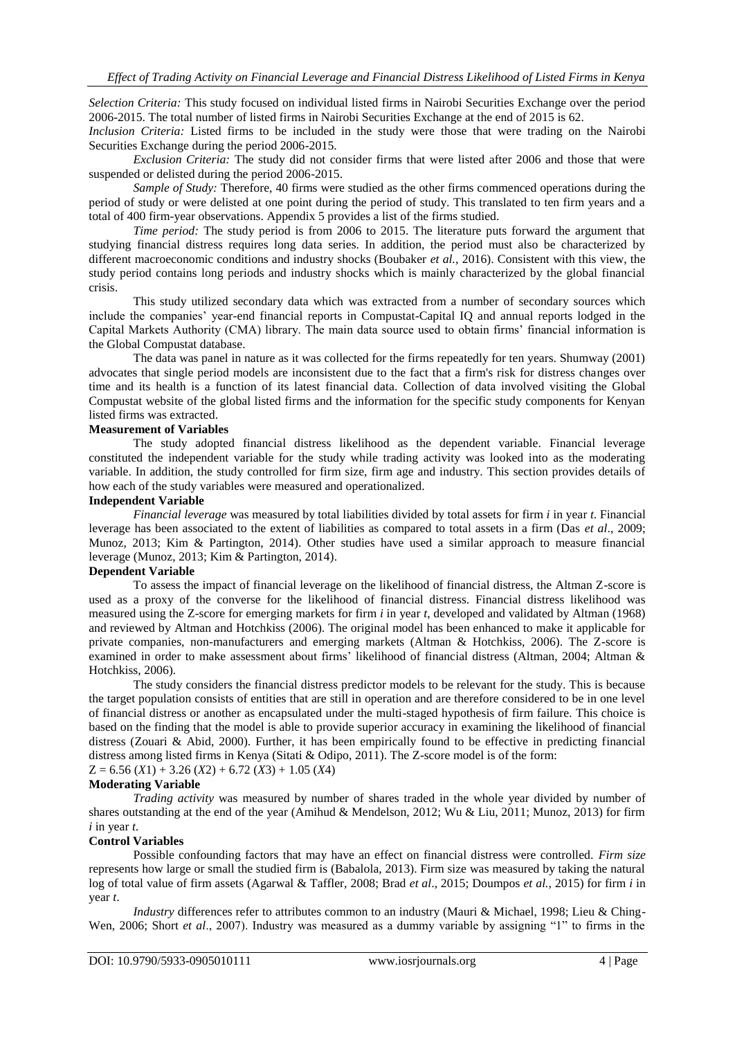*Selection Criteria:* This study focused on individual listed firms in Nairobi Securities Exchange over the period 2006-2015. The total number of listed firms in Nairobi Securities Exchange at the end of 2015 is 62.

*Inclusion Criteria:* Listed firms to be included in the study were those that were trading on the Nairobi Securities Exchange during the period 2006-2015.

*Exclusion Criteria:* The study did not consider firms that were listed after 2006 and those that were suspended or delisted during the period 2006-2015.

*Sample of Study:* Therefore, 40 firms were studied as the other firms commenced operations during the period of study or were delisted at one point during the period of study. This translated to ten firm years and a total of 400 firm-year observations. Appendix 5 provides a list of the firms studied.

*Time period:* The study period is from 2006 to 2015. The literature puts forward the argument that studying financial distress requires long data series. In addition, the period must also be characterized by different macroeconomic conditions and industry shocks (Boubaker *et al.,* 2016). Consistent with this view, the study period contains long periods and industry shocks which is mainly characterized by the global financial crisis.

This study utilized secondary data which was extracted from a number of secondary sources which include the companies' year-end financial reports in Compustat-Capital IQ and annual reports lodged in the Capital Markets Authority (CMA) library. The main data source used to obtain firms' financial information is the Global Compustat database.

The data was panel in nature as it was collected for the firms repeatedly for ten years. Shumway (2001) advocates that single period models are inconsistent due to the fact that a firm's risk for distress changes over time and its health is a function of its latest financial data. Collection of data involved visiting the Global Compustat website of the global listed firms and the information for the specific study components for Kenyan listed firms was extracted.

**Measurement of Variables**

The study adopted financial distress likelihood as the dependent variable. Financial leverage constituted the independent variable for the study while trading activity was looked into as the moderating variable. In addition, the study controlled for firm size, firm age and industry. This section provides details of how each of the study variables were measured and operationalized.

**Independent Variable**

*Financial leverage* was measured by total liabilities divided by total assets for firm *i* in year *t*. Financial leverage has been associated to the extent of liabilities as compared to total assets in a firm (Das *et al*., 2009; Munoz, 2013; Kim & Partington, 2014). Other studies have used a similar approach to measure financial leverage (Munoz, 2013; Kim & Partington, 2014).

**Dependent Variable**

To assess the impact of financial leverage on the likelihood of financial distress, the Altman Z-score is used as a proxy of the converse for the likelihood of financial distress. Financial distress likelihood was measured using the Z-score for emerging markets for firm *i* in year *t*, developed and validated by Altman (1968) and reviewed by Altman and Hotchkiss (2006). The original model has been enhanced to make it applicable for private companies, non-manufacturers and emerging markets (Altman & Hotchkiss, 2006). The Z-score is examined in order to make assessment about firms' likelihood of financial distress (Altman, 2004; Altman & Hotchkiss, 2006).

The study considers the financial distress predictor models to be relevant for the study. This is because the target population consists of entities that are still in operation and are therefore considered to be in one level of financial distress or another as encapsulated under the multi-staged hypothesis of firm failure. This choice is based on the finding that the model is able to provide superior accuracy in examining the likelihood of financial distress (Zouari & Abid, 2000). Further, it has been empirically found to be effective in predicting financial distress among listed firms in Kenya (Sitati & Odipo, 2011). The Z-score model is of the form:

$$Z = 6.56\,(X1) + 3.26\,(X2) + 6.72\,(X3) + 1.05\,(X4)$$

**Moderating Variable**

*Trading activity* was measured by number of shares traded in the whole year divided by number of shares outstanding at the end of the year (Amihud & Mendelson, 2012; Wu & Liu, 2011; Munoz, 2013) for firm *i* in year *t*.

**Control Variables**

Possible confounding factors that may have an effect on financial distress were controlled. *Firm size* represents how large or small the studied firm is (Babalola, 2013). Firm size was measured by taking the natural log of total value of firm assets (Agarwal & Taffler, 2008; Brad *et al*., 2015; Doumpos *et al.*, 2015) for firm *i* in year *t*.

*Industry* differences refer to attributes common to an industry (Mauri & Michael, 1998; Lieu & Ching-Wen, 2006; Short *et al*., 2007). Industry was measured as a dummy variable by assigning "1" to firms in the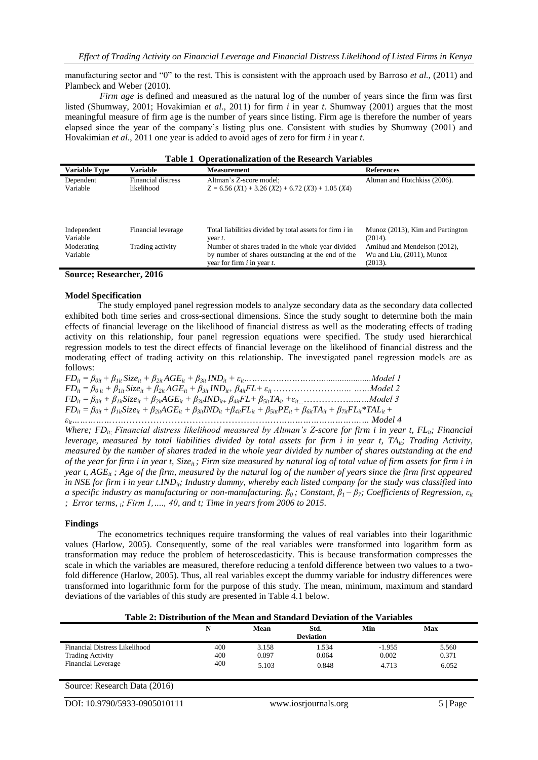manufacturing sector and "0" to the rest. This is consistent with the approach used by Barroso *et al.,* (2011) and Plambeck and Weber (2010).

*Firm age* is defined and measured as the natural log of the number of years since the firm was first listed (Shumway, 2001; Hovakimian *et al*., 2011) for firm *i* in year *t*. Shumway (2001) argues that the most meaningful measure of firm age is the number of years since listing. Firm age is therefore the number of years elapsed since the year of the company's listing plus one. Consistent with studies by Shumway (2001) and Hovakimian *et al*., 2011 one year is added to avoid ages of zero for firm *i* in year *t.*

**Table 1 Operationalization of the Research Variables**

| Variable Type | Variable | Measurement | References |
|---|---|---|---|
| Dependent Variable | Financial distress likelihood | Altman's Z-score model; $Z = 6.56\,(X1) + 3.26\,(X2) + 6.72\,(X3) + 1.05\,(X4)$ | Altman and Hotchkiss (2006). |
| Independent Variable | Financial leverage | Total liabilities divided by total assets for firm *i* in year *t*. | Munoz (2013), Kim and Partington (2014). |
| Moderating Variable | Trading activity | Number of shares traded in the whole year divided by number of shares outstanding at the end of the year for firm *i* in year *t*. | Amihud and Mendelson (2012), Wu and Liu, (2011), Munoz (2013). |

**Source; Researcher, 2016**

### Model Specification

The study employed panel regression models to analyze secondary data as the secondary data collected exhibited both time series and cross-sectional dimensions. Since the study sought to determine both the main effects of financial leverage on the likelihood of financial distress as well as the moderating effects of trading activity on this relationship, four panel regression equations were specified. The study used hierarchical regression models to test the direct effects of financial leverage on the likelihood of financial distress and the moderating effect of trading activity on this relationship. The investigated panel regression models are as follows:

$$FD_{it} = \beta_{0it} + \beta_{1it}\,Size_{it} + \beta_{2it}\,AGE_{it} + \beta_{3it}\,IND_{it} + \varepsilon_{it} \quad \text{......Model 1}$$

$$FD_{it} = \beta_{0\,it} + \beta_{1it}\,Size_{it} + \beta_{2it}\,AGE_{it} + \beta_{3it}\,IND_{it+}\ \beta_{4it}FL + \varepsilon_{it} \quad \text{......Model 2}$$

$$FD_{it} = \beta_{0it} + \beta_{1it}Size_{it} + \beta_{2it}AGE_{it} + \beta_{3it}IND_{it+}\ \beta_{4it}FL + \beta_{5it}TA_{it} + \varepsilon_{it} \quad \text{......Model 3}$$

$$FD_{it} = \beta_{0it} + \beta_{1it}Size_{it} + \beta_{2it}AGE_{it} + \beta_{3it}IND_{it} + \beta_{4it}FL_{it} + \beta_{5it}PE_{it} + \beta_{6it}TA_{it} + \beta_{7it}FL_{it}{*}TAL_{it} + \varepsilon_{it} \quad \text{......Model 4}$$

*Where; $FD_{it}$; Financial distress likelihood measured by Altman's Z-score for firm i in year t, $FL_{it}$; Financial leverage, measured by total liabilities divided by total assets for firm i in year t, $TA_{it}$; Trading Activity, measured by the number of shares traded in the whole year divided by number of shares outstanding at the end of the year for firm i in year t, $Size_{it}$; Firm size measured by natural log of total value of firm assets for firm i in year t, $AGE_{it}$; Age of the firm, measured by the natural log of the number of years since the firm first appeared in NSE for firm i in year t.$IND_{it}$; Industry dummy, whereby each listed company for the study was classified into a specific industry as manufacturing or non-manufacturing. $\beta_0$; Constant, $\beta_1 - \beta_7$; Coefficients of Regression, $\varepsilon_{it}$; Error terms, $_i$; Firm 1,…., 40, and t; Time in years from 2006 to 2015.*

### Findings

The econometrics techniques require transforming the values of real variables into their logarithmic values (Harlow, 2005). Consequently, some of the real variables were transformed into logarithm form as transformation may reduce the problem of heteroscedasticity. This is because transformation compresses the scale in which the variables are measured, therefore reducing a tenfold difference between two values to a two-fold difference (Harlow, 2005). Thus, all real variables except the dummy variable for industry differences were transformed into logarithmic form for the purpose of this study. The mean, minimum, maximum and standard deviations of the variables of this study are presented in Table 4.1 below.

**Table 2: Distribution of the Mean and Standard Deviation of the Variables**

| | N | Mean | Std. Deviation | Min | Max |
|---|---|---|---|---|---|
| Financial Distress Likelihood | 400 | 3.158 | 1.534 | -1.955 | 5.560 |
| Trading Activity | 400 | 0.097 | 0.064 | 0.002 | 0.371 |
| Financial Leverage | 400 | 5.103 | 0.848 | 4.713 | 6.052 |

Source: Research Data (2016)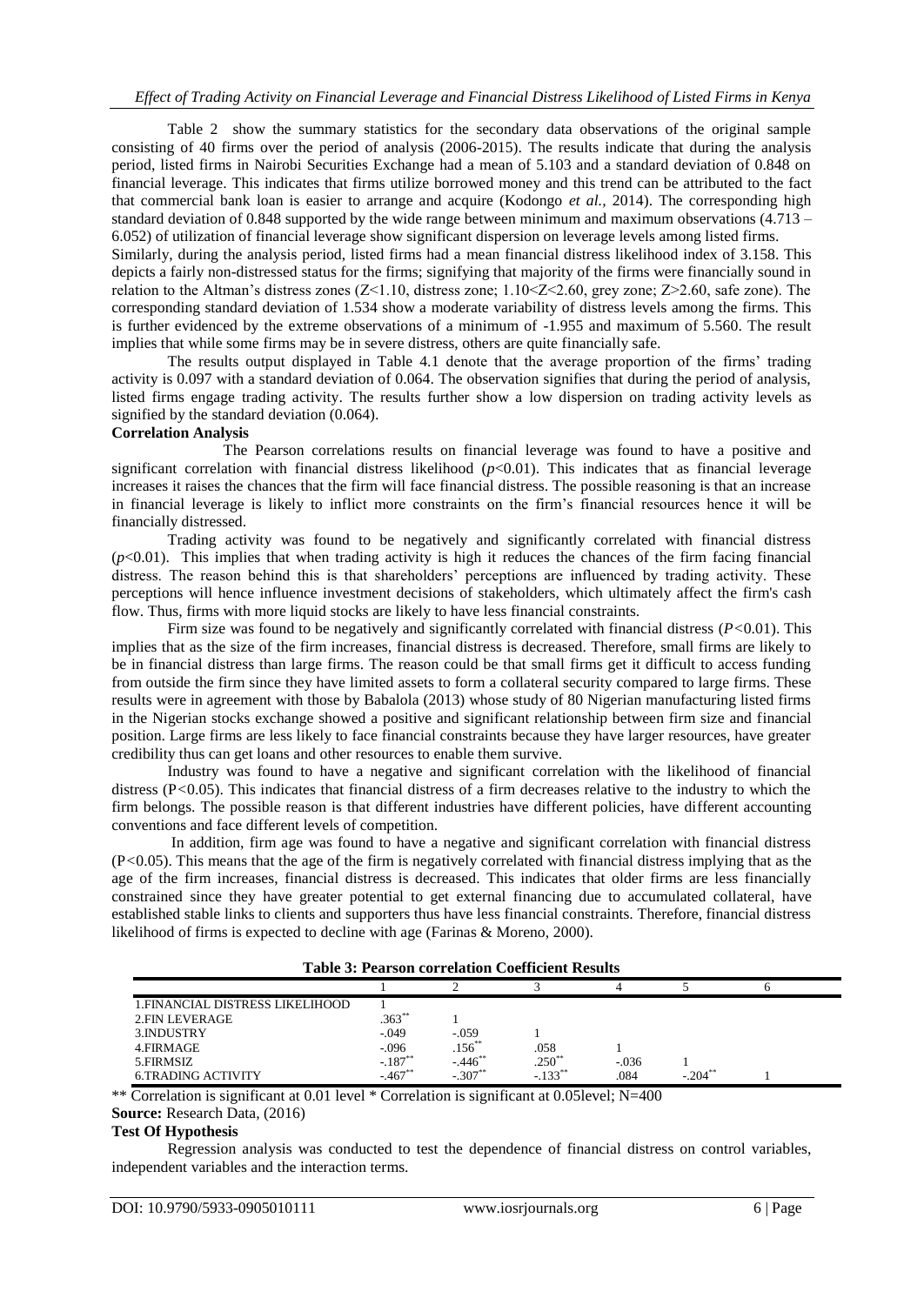Table 2 show the summary statistics for the secondary data observations of the original sample consisting of 40 firms over the period of analysis (2006-2015). The results indicate that during the analysis period, listed firms in Nairobi Securities Exchange had a mean of 5.103 and a standard deviation of 0.848 on financial leverage. This indicates that firms utilize borrowed money and this trend can be attributed to the fact that commercial bank loan is easier to arrange and acquire (Kodongo *et al.,* 2014). The corresponding high standard deviation of 0.848 supported by the wide range between minimum and maximum observations (4.713 – 6.052) of utilization of financial leverage show significant dispersion on leverage levels among listed firms.

Similarly, during the analysis period, listed firms had a mean financial distress likelihood index of 3.158. This depicts a fairly non-distressed status for the firms; signifying that majority of the firms were financially sound in relation to the Altman's distress zones ($Z<1.10$, distress zone; $1.10<Z<2.60$, grey zone; $Z>2.60$, safe zone). The corresponding standard deviation of 1.534 show a moderate variability of distress levels among the firms. This is further evidenced by the extreme observations of a minimum of -1.955 and maximum of 5.560. The result implies that while some firms may be in severe distress, others are quite financially safe.

The results output displayed in Table 4.1 denote that the average proportion of the firms' trading activity is 0.097 with a standard deviation of 0.064. The observation signifies that during the period of analysis, listed firms engage trading activity. The results further show a low dispersion on trading activity levels as signified by the standard deviation (0.064).

**Correlation Analysis**

The Pearson correlations results on financial leverage was found to have a positive and significant correlation with financial distress likelihood ($p<0.01$). This indicates that as financial leverage increases it raises the chances that the firm will face financial distress. The possible reasoning is that an increase in financial leverage is likely to inflict more constraints on the firm's financial resources hence it will be financially distressed.

Trading activity was found to be negatively and significantly correlated with financial distress ($p<0.01$). This implies that when trading activity is high it reduces the chances of the firm facing financial distress. The reason behind this is that shareholders' perceptions are influenced by trading activity. These perceptions will hence influence investment decisions of stakeholders, which ultimately affect the firm's cash flow. Thus, firms with more liquid stocks are likely to have less financial constraints.

Firm size was found to be negatively and significantly correlated with financial distress ($P<0.01$). This implies that as the size of the firm increases, financial distress is decreased. Therefore, small firms are likely to be in financial distress than large firms. The reason could be that small firms get it difficult to access funding from outside the firm since they have limited assets to form a collateral security compared to large firms. These results were in agreement with those by Babalola (2013) whose study of 80 Nigerian manufacturing listed firms in the Nigerian stocks exchange showed a positive and significant relationship between firm size and financial position. Large firms are less likely to face financial constraints because they have larger resources, have greater credibility thus can get loans and other resources to enable them survive.

Industry was found to have a negative and significant correlation with the likelihood of financial distress ($P<0.05$). This indicates that financial distress of a firm decreases relative to the industry to which the firm belongs. The possible reason is that different industries have different policies, have different accounting conventions and face different levels of competition.

In addition, firm age was found to have a negative and significant correlation with financial distress ($P<0.05$). This means that the age of the firm is negatively correlated with financial distress implying that as the age of the firm increases, financial distress is decreased. This indicates that older firms are less financially constrained since they have greater potential to get external financing due to accumulated collateral, have established stable links to clients and supporters thus have less financial constraints. Therefore, financial distress likelihood of firms is expected to decline with age (Farinas & Moreno, 2000).

**Table 3: Pearson correlation Coefficient Results**

| | 1 | 2 | 3 | 4 | 5 | 6 |
|---|---|---|---|---|---|---|
| 1.FINANCIAL DISTRESS LIKELIHOOD | 1 | | | | | |
| 2.FIN LEVERAGE | .363** | 1 | | | | |
| 3.INDUSTRY | -.049 | -.059 | 1 | | | |
| 4.FIRMAGE | -.096 | .156** | .058 | 1 | | |
| 5.FIRMSIZ | -.187** | -.446** | .250** | -.036 | 1 | |
| 6.TRADING ACTIVITY | -.467** | -.307** | -.133** | .084 | -.204** | 1 |

** Correlation is significant at 0.01 level * Correlation is significant at 0.05level; N=400

**Source:** Research Data, (2016)

**Test Of Hypothesis**

Regression analysis was conducted to test the dependence of financial distress on control variables, independent variables and the interaction terms.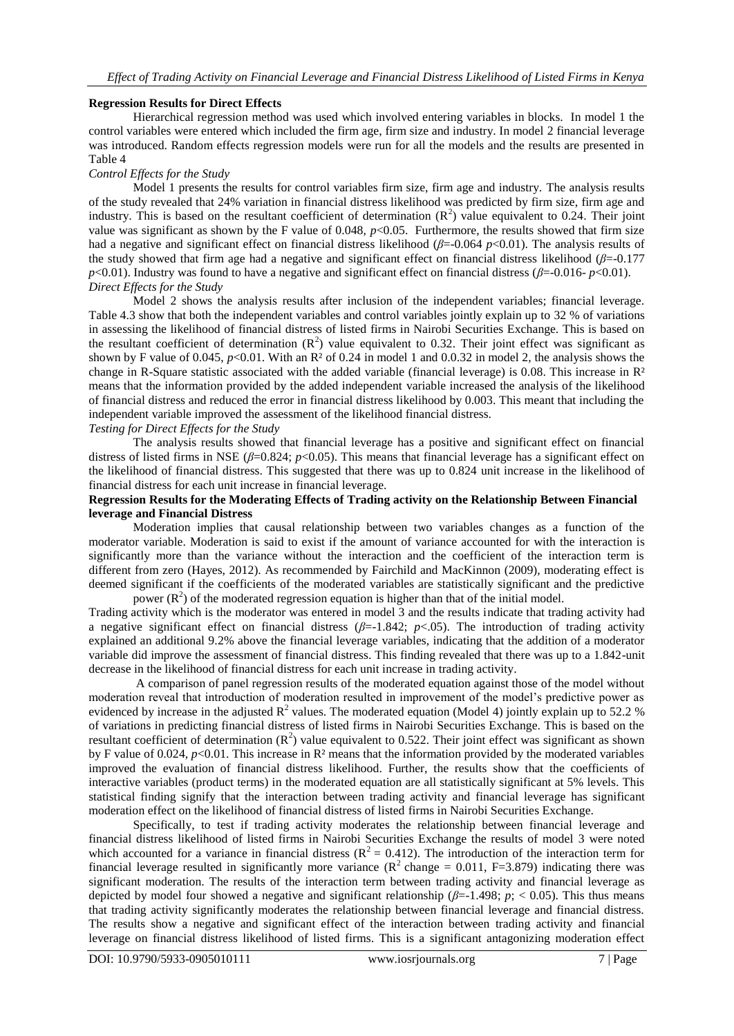### Regression Results for Direct Effects

Hierarchical regression method was used which involved entering variables in blocks. In model 1 the control variables were entered which included the firm age, firm size and industry. In model 2 financial leverage was introduced. Random effects regression models were run for all the models and the results are presented in Table 4

*Control Effects for the Study*

Model 1 presents the results for control variables firm size, firm age and industry. The analysis results of the study revealed that 24% variation in financial distress likelihood was predicted by firm size, firm age and industry. This is based on the resultant coefficient of determination ($R^2$) value equivalent to 0.24. Their joint value was significant as shown by the F value of 0.048, $p$<0.05. Furthermore, the results showed that firm size had a negative and significant effect on financial distress likelihood ($\beta$=-0.064 $p$<0.01). The analysis results of the study showed that firm age had a negative and significant effect on financial distress likelihood ($\beta$=-0.177 $p$<0.01). Industry was found to have a negative and significant effect on financial distress ($\beta$=-0.016- $p$<0.01).

*Direct Effects for the Study*

Model 2 shows the analysis results after inclusion of the independent variables; financial leverage. Table 4.3 show that both the independent variables and control variables jointly explain up to 32 % of variations in assessing the likelihood of financial distress of listed firms in Nairobi Securities Exchange. This is based on the resultant coefficient of determination ($R^2$) value equivalent to 0.32. Their joint effect was significant as shown by F value of 0.045, $p$<0.01. With an $R^2$ of 0.24 in model 1 and 0.0.32 in model 2, the analysis shows the change in R-Square statistic associated with the added variable (financial leverage) is 0.08. This increase in $R^2$ means that the information provided by the added independent variable increased the analysis of the likelihood of financial distress and reduced the error in financial distress likelihood by 0.003. This meant that including the independent variable improved the assessment of the likelihood financial distress.

*Testing for Direct Effects for the Study*

The analysis results showed that financial leverage has a positive and significant effect on financial distress of listed firms in NSE ($\beta$=0.824; $p$<0.05). This means that financial leverage has a significant effect on the likelihood of financial distress. This suggested that there was up to 0.824 unit increase in the likelihood of financial distress for each unit increase in financial leverage.

### Regression Results for the Moderating Effects of Trading activity on the Relationship Between Financial leverage and Financial Distress

Moderation implies that causal relationship between two variables changes as a function of the moderator variable. Moderation is said to exist if the amount of variance accounted for with the interaction is significantly more than the variance without the interaction and the coefficient of the interaction term is different from zero (Hayes, 2012). As recommended by Fairchild and MacKinnon (2009), moderating effect is deemed significant if the coefficients of the moderated variables are statistically significant and the predictive power ($R^2$) of the moderated regression equation is higher than that of the initial model.

Trading activity which is the moderator was entered in model 3 and the results indicate that trading activity had a negative significant effect on financial distress ($\beta$=-1.842; $p$<.05). The introduction of trading activity explained an additional 9.2% above the financial leverage variables, indicating that the addition of a moderator variable did improve the assessment of financial distress. This finding revealed that there was up to a 1.842-unit decrease in the likelihood of financial distress for each unit increase in trading activity.

A comparison of panel regression results of the moderated equation against those of the model without moderation reveal that introduction of moderation resulted in improvement of the model's predictive power as evidenced by increase in the adjusted $R^2$ values. The moderated equation (Model 4) jointly explain up to 52.2 % of variations in predicting financial distress of listed firms in Nairobi Securities Exchange. This is based on the resultant coefficient of determination ($R^2$) value equivalent to 0.522. Their joint effect was significant as shown by F value of 0.024, $p$<0.01. This increase in $R^2$ means that the information provided by the moderated variables improved the evaluation of financial distress likelihood. Further, the results show that the coefficients of interactive variables (product terms) in the moderated equation are all statistically significant at 5% levels. This statistical finding signify that the interaction between trading activity and financial leverage has significant moderation effect on the likelihood of financial distress of listed firms in Nairobi Securities Exchange.

Specifically, to test if trading activity moderates the relationship between financial leverage and financial distress likelihood of listed firms in Nairobi Securities Exchange the results of model 3 were noted which accounted for a variance in financial distress ($R^2$ = 0.412). The introduction of the interaction term for financial leverage resulted in significantly more variance ($R^2$ change = 0.011, F=3.879) indicating there was significant moderation. The results of the interaction term between trading activity and financial leverage as depicted by model four showed a negative and significant relationship ($\beta$=-1.498; $p$; < 0.05). This thus means that trading activity significantly moderates the relationship between financial leverage and financial distress. The results show a negative and significant effect of the interaction between trading activity and financial leverage on financial distress likelihood of listed firms. This is a significant antagonizing moderation effect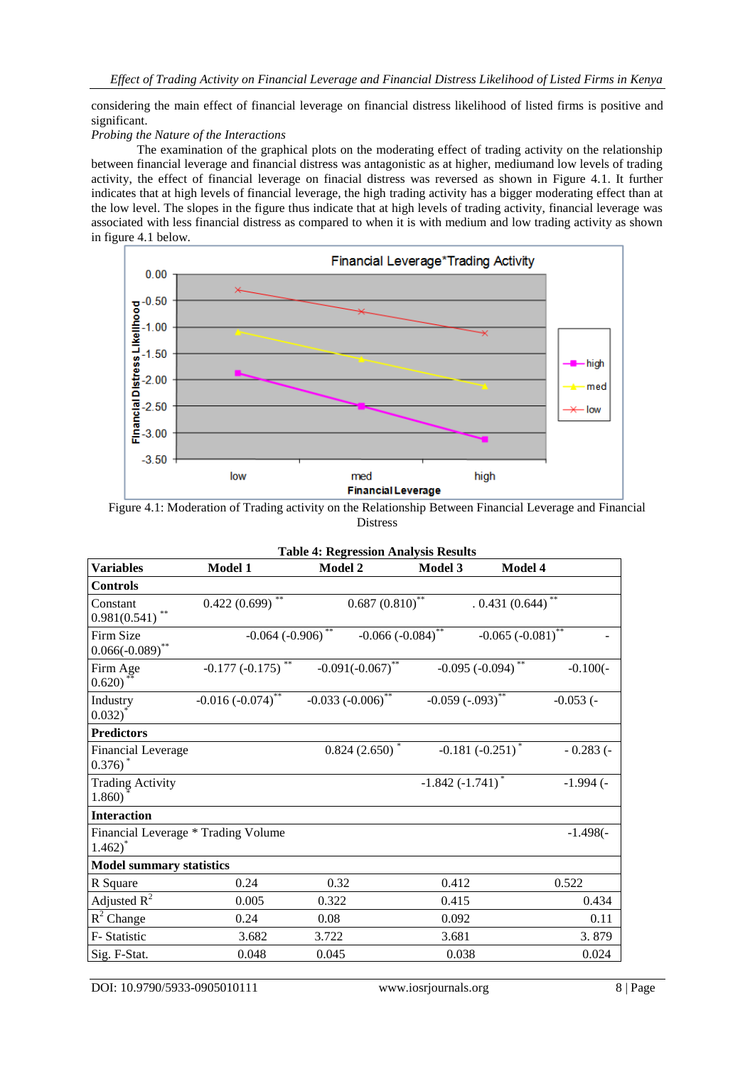considering the main effect of financial leverage on financial distress likelihood of listed firms is positive and significant.

*Probing the Nature of the Interactions*

The examination of the graphical plots on the moderating effect of trading activity on the relationship between financial leverage and financial distress was antagonistic as at higher, mediumand low levels of trading activity, the effect of financial leverage on fiancial distress was reversed as shown in Figure 4.1. It further indicates that at high levels of financial leverage, the high trading activity has a bigger moderating effect than at the low level. The slopes in the figure thus indicate that at high levels of trading activity, financial leverage was associated with less financial distress as compared to when it is with medium and low trading activity as shown in figure 4.1 below.

Figure 4.1: Moderation of Trading activity on the Relationship Between Financial Leverage and Financial Distress

**Table 4: Regression Analysis Results**

| Variables | Model 1 | Model 2 | Model 3 | Model 4 |
|---|---|---|---|---|
| **Controls** | | | | |
| Constant | 0.422 (0.699) ** | 0.687 (0.810)** | 0.431 (0.644) ** | 0.981(0.541) ** |
| Firm Size | -0.064 (-0.906) ** | -0.066 (-0.084)** | -0.065 (-0.081)** | -0.066(-0.089)** |
| Firm Age | -0.177 (-0.175) ** | -0.091(-0.067)** | -0.095 (-0.094) ** | -0.100(-0.620) ** |
| Industry | -0.016 (-0.074)** | -0.033 (-0.006)** | -0.059 (-.093)** | -0.053 (-0.032)* |
| **Predictors** | | | | |
| Financial Leverage | | 0.824 (2.650) * | -0.181 (-0.251) * | - 0.283 (-0.376) * |
| Trading Activity | | | -1.842 (-1.741) * | -1.994 (-1.860) * |
| **Interaction** | | | | |
| Financial Leverage * Trading Volume | | | | -1.498(-1.462)* |
| **Model summary statistics** | | | | |
| R Square | 0.24 | 0.32 | 0.412 | 0.522 |
| Adjusted $R^2$ | 0.005 | 0.322 | 0.415 | 0.434 |
| $R^2$ Change | 0.24 | 0.08 | 0.092 | 0.11 |
| F- Statistic | 3.682 | 3.722 | 3.681 | 3. 879 |
| Sig. F-Stat. | 0.048 | 0.045 | 0.038 | 0.024 |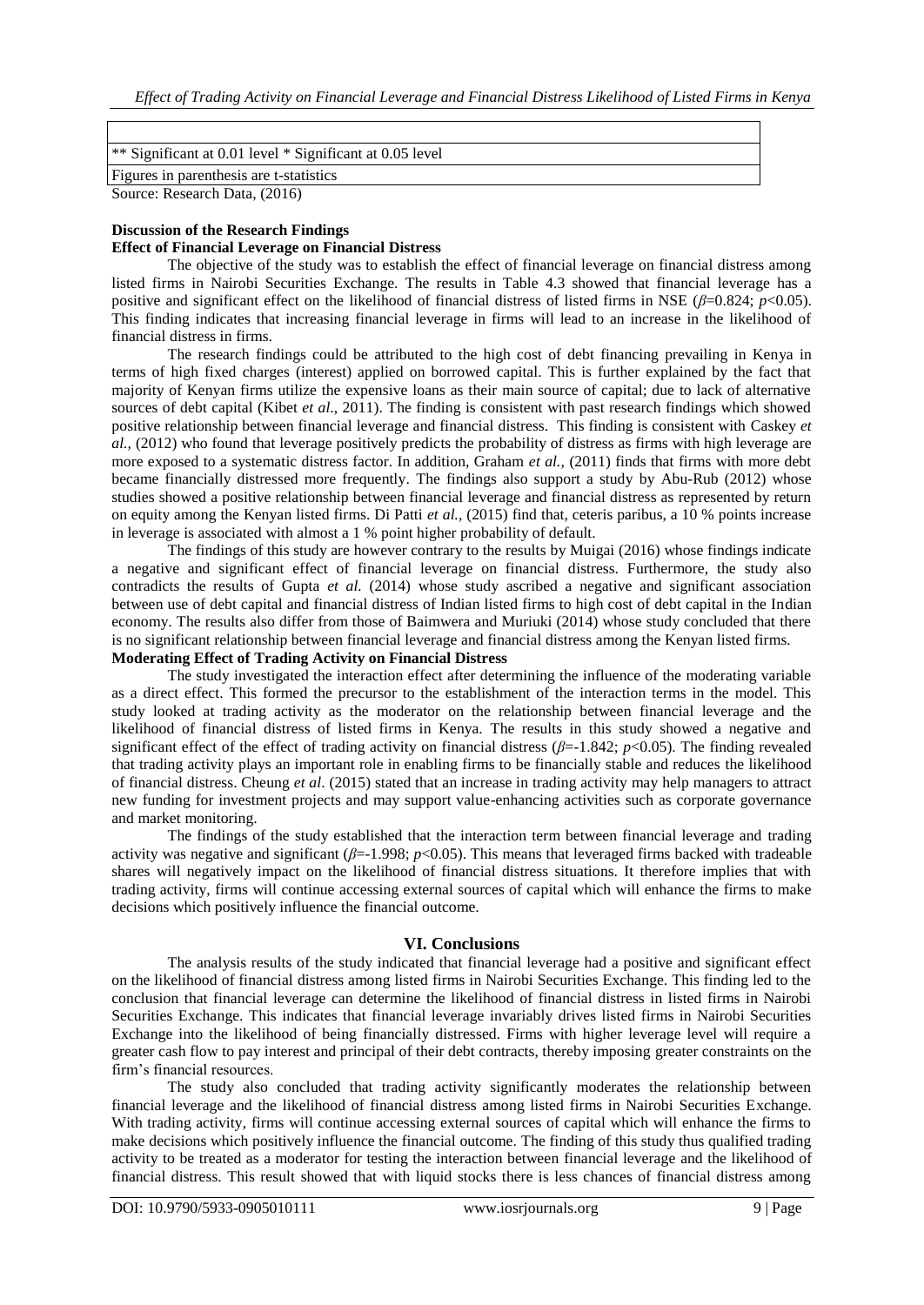| |
|---|
| ** Significant at 0.01 level * Significant at 0.05 level |
| Figures in parenthesis are t-statistics |

Source: Research Data, (2016)

**Discussion of the Research Findings**

**Effect of Financial Leverage on Financial Distress**

The objective of the study was to establish the effect of financial leverage on financial distress among listed firms in Nairobi Securities Exchange. The results in Table 4.3 showed that financial leverage has a positive and significant effect on the likelihood of financial distress of listed firms in NSE ($\beta$=0.824; $p$<0.05). This finding indicates that increasing financial leverage in firms will lead to an increase in the likelihood of financial distress in firms.

The research findings could be attributed to the high cost of debt financing prevailing in Kenya in terms of high fixed charges (interest) applied on borrowed capital. This is further explained by the fact that majority of Kenyan firms utilize the expensive loans as their main source of capital; due to lack of alternative sources of debt capital (Kibet *et al*., 2011). The finding is consistent with past research findings which showed positive relationship between financial leverage and financial distress. This finding is consistent with Caskey *et al.,* (2012) who found that leverage positively predicts the probability of distress as firms with high leverage are more exposed to a systematic distress factor. In addition, Graham *et al.,* (2011) finds that firms with more debt became financially distressed more frequently. The findings also support a study by Abu-Rub (2012) whose studies showed a positive relationship between financial leverage and financial distress as represented by return on equity among the Kenyan listed firms. Di Patti *et al.,* (2015) find that, ceteris paribus, a 10 % points increase in leverage is associated with almost a 1 % point higher probability of default.

The findings of this study are however contrary to the results by Muigai (2016) whose findings indicate a negative and significant effect of financial leverage on financial distress. Furthermore, the study also contradicts the results of Gupta *et al.* (2014) whose study ascribed a negative and significant association between use of debt capital and financial distress of Indian listed firms to high cost of debt capital in the Indian economy. The results also differ from those of Baimwera and Muriuki (2014) whose study concluded that there is no significant relationship between financial leverage and financial distress among the Kenyan listed firms.

**Moderating Effect of Trading Activity on Financial Distress**

The study investigated the interaction effect after determining the influence of the moderating variable as a direct effect. This formed the precursor to the establishment of the interaction terms in the model. This study looked at trading activity as the moderator on the relationship between financial leverage and the likelihood of financial distress of listed firms in Kenya. The results in this study showed a negative and significant effect of the effect of trading activity on financial distress ($\beta$=-1.842; $p$<0.05). The finding revealed that trading activity plays an important role in enabling firms to be financially stable and reduces the likelihood of financial distress. Cheung *et al*. (2015) stated that an increase in trading activity may help managers to attract new funding for investment projects and may support value-enhancing activities such as corporate governance and market monitoring.

The findings of the study established that the interaction term between financial leverage and trading activity was negative and significant ($\beta$=-1.998; $p$<0.05). This means that leveraged firms backed with tradeable shares will negatively impact on the likelihood of financial distress situations. It therefore implies that with trading activity, firms will continue accessing external sources of capital which will enhance the firms to make decisions which positively influence the financial outcome.

## VI. Conclusions

The analysis results of the study indicated that financial leverage had a positive and significant effect on the likelihood of financial distress among listed firms in Nairobi Securities Exchange. This finding led to the conclusion that financial leverage can determine the likelihood of financial distress in listed firms in Nairobi Securities Exchange. This indicates that financial leverage invariably drives listed firms in Nairobi Securities Exchange into the likelihood of being financially distressed. Firms with higher leverage level will require a greater cash flow to pay interest and principal of their debt contracts, thereby imposing greater constraints on the firm's financial resources.

The study also concluded that trading activity significantly moderates the relationship between financial leverage and the likelihood of financial distress among listed firms in Nairobi Securities Exchange. With trading activity, firms will continue accessing external sources of capital which will enhance the firms to make decisions which positively influence the financial outcome. The finding of this study thus qualified trading activity to be treated as a moderator for testing the interaction between financial leverage and the likelihood of financial distress. This result showed that with liquid stocks there is less chances of financial distress among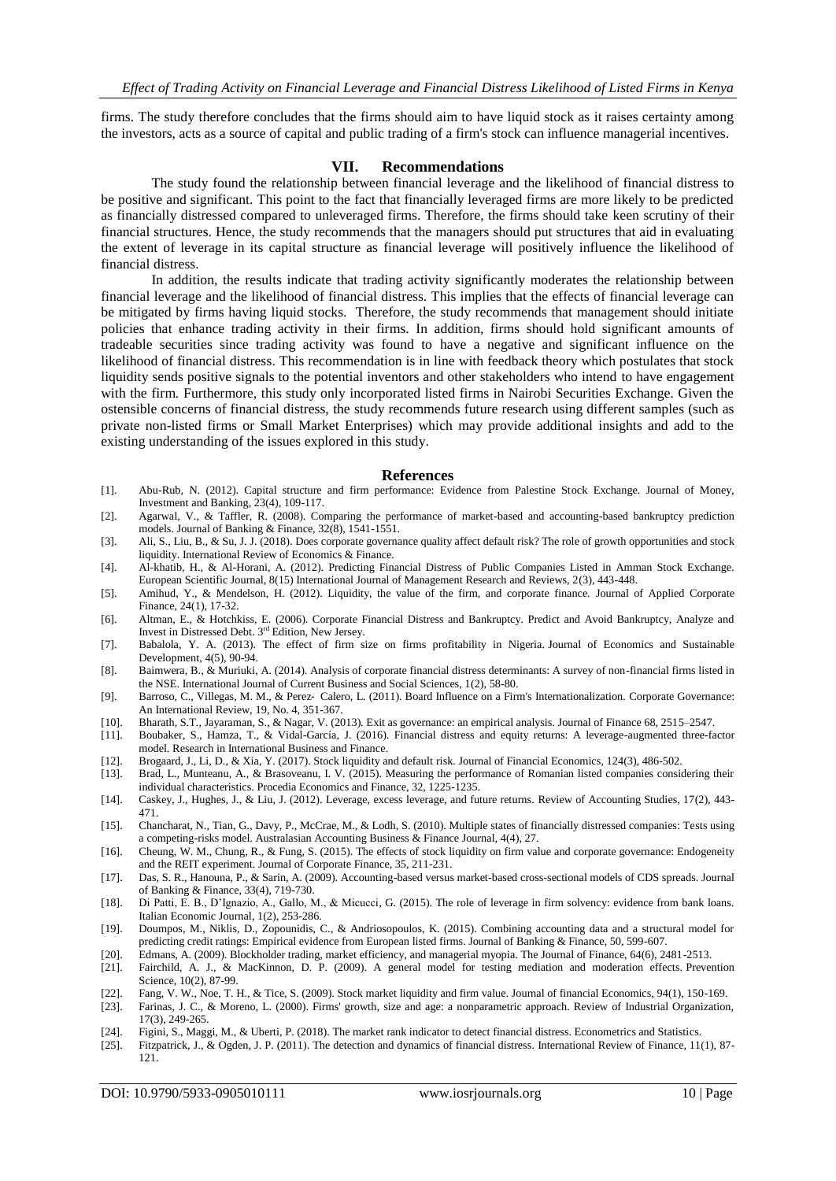firms. The study therefore concludes that the firms should aim to have liquid stock as it raises certainty among the investors, acts as a source of capital and public trading of a firm's stock can influence managerial incentives.

## VII. Recommendations

The study found the relationship between financial leverage and the likelihood of financial distress to be positive and significant. This point to the fact that financially leveraged firms are more likely to be predicted as financially distressed compared to unleveraged firms. Therefore, the firms should take keen scrutiny of their financial structures. Hence, the study recommends that the managers should put structures that aid in evaluating the extent of leverage in its capital structure as financial leverage will positively influence the likelihood of financial distress.

In addition, the results indicate that trading activity significantly moderates the relationship between financial leverage and the likelihood of financial distress. This implies that the effects of financial leverage can be mitigated by firms having liquid stocks. Therefore, the study recommends that management should initiate policies that enhance trading activity in their firms. In addition, firms should hold significant amounts of tradeable securities since trading activity was found to have a negative and significant influence on the likelihood of financial distress. This recommendation is in line with feedback theory which postulates that stock liquidity sends positive signals to the potential inventors and other stakeholders who intend to have engagement with the firm. Furthermore, this study only incorporated listed firms in Nairobi Securities Exchange. Given the ostensible concerns of financial distress, the study recommends future research using different samples (such as private non-listed firms or Small Market Enterprises) which may provide additional insights and add to the existing understanding of the issues explored in this study.

## References

[1]. Abu-Rub, N. (2012). Capital structure and firm performance: Evidence from Palestine Stock Exchange. Journal of Money, Investment and Banking, 23(4), 109-117.

[2]. Agarwal, V., & Taffler, R. (2008). Comparing the performance of market-based and accounting-based bankruptcy prediction models. Journal of Banking & Finance, 32(8), 1541-1551.

[3]. Ali, S., Liu, B., & Su, J. J. (2018). Does corporate governance quality affect default risk? The role of growth opportunities and stock liquidity. International Review of Economics & Finance.

[4]. Al-khatib, H., & Al-Horani, A. (2012). Predicting Financial Distress of Public Companies Listed in Amman Stock Exchange. European Scientific Journal, 8(15) International Journal of Management Research and Reviews, 2(3), 443-448.

[5]. Amihud, Y., & Mendelson, H. (2012). Liquidity, the value of the firm, and corporate finance. Journal of Applied Corporate Finance, 24(1), 17-32.

[6]. Altman, E., & Hotchkiss, E. (2006). Corporate Financial Distress and Bankruptcy. Predict and Avoid Bankruptcy, Analyze and Invest in Distressed Debt. 3rd Edition, New Jersey.

[7]. Babalola, Y. A. (2013). The effect of firm size on firms profitability in Nigeria. Journal of Economics and Sustainable Development, 4(5), 90-94.

[8]. Baimwera, B., & Muriuki, A. (2014). Analysis of corporate financial distress determinants: A survey of non-financial firms listed in the NSE. International Journal of Current Business and Social Sciences, 1(2), 58-80.

[9]. Barroso, C., Villegas, M. M., & Perez‐ Calero, L. (2011). Board Influence on a Firm's Internationalization. Corporate Governance: An International Review, 19, No. 4, 351-367.

[10]. Bharath, S.T., Jayaraman, S., & Nagar, V. (2013). Exit as governance: an empirical analysis. Journal of Finance 68, 2515–2547.

[11]. Boubaker, S., Hamza, T., & Vidal-García, J. (2016). Financial distress and equity returns: A leverage-augmented three-factor model. Research in International Business and Finance.

[12]. Brogaard, J., Li, D., & Xia, Y. (2017). Stock liquidity and default risk. Journal of Financial Economics, 124(3), 486-502.

[13]. Brad, L., Munteanu, A., & Brasoveanu, I. V. (2015). Measuring the performance of Romanian listed companies considering their individual characteristics. Procedia Economics and Finance, 32, 1225-1235.

[14]. Caskey, J., Hughes, J., & Liu, J. (2012). Leverage, excess leverage, and future returns. Review of Accounting Studies, 17(2), 443-471.

[15]. Chancharat, N., Tian, G., Davy, P., McCrae, M., & Lodh, S. (2010). Multiple states of financially distressed companies: Tests using a competing-risks model. Australasian Accounting Business & Finance Journal, 4(4), 27.

[16]. Cheung, W. M., Chung, R., & Fung, S. (2015). The effects of stock liquidity on firm value and corporate governance: Endogeneity and the REIT experiment. Journal of Corporate Finance, 35, 211-231.

[17]. Das, S. R., Hanouna, P., & Sarin, A. (2009). Accounting-based versus market-based cross-sectional models of CDS spreads. Journal of Banking & Finance, 33(4), 719-730.

[18]. Di Patti, E. B., D'Ignazio, A., Gallo, M., & Micucci, G. (2015). The role of leverage in firm solvency: evidence from bank loans. Italian Economic Journal, 1(2), 253-286.

[19]. Doumpos, M., Niklis, D., Zopounidis, C., & Andriosopoulos, K. (2015). Combining accounting data and a structural model for predicting credit ratings: Empirical evidence from European listed firms. Journal of Banking & Finance, 50, 599-607.

[20]. Edmans, A. (2009). Blockholder trading, market efficiency, and managerial myopia. The Journal of Finance, 64(6), 2481-2513.

[21]. Fairchild, A. J., & MacKinnon, D. P. (2009). A general model for testing mediation and moderation effects. Prevention Science, 10(2), 87-99.

[22]. Fang, V. W., Noe, T. H., & Tice, S. (2009). Stock market liquidity and firm value. Journal of financial Economics, 94(1), 150-169.

[23]. Farinas, J. C., & Moreno, L. (2000). Firms' growth, size and age: a nonparametric approach. Review of Industrial Organization, 17(3), 249-265.

[24]. Figini, S., Maggi, M., & Uberti, P. (2018). The market rank indicator to detect financial distress. Econometrics and Statistics.

[25]. Fitzpatrick, J., & Ogden, J. P. (2011). The detection and dynamics of financial distress. International Review of Finance, 11(1), 87-121.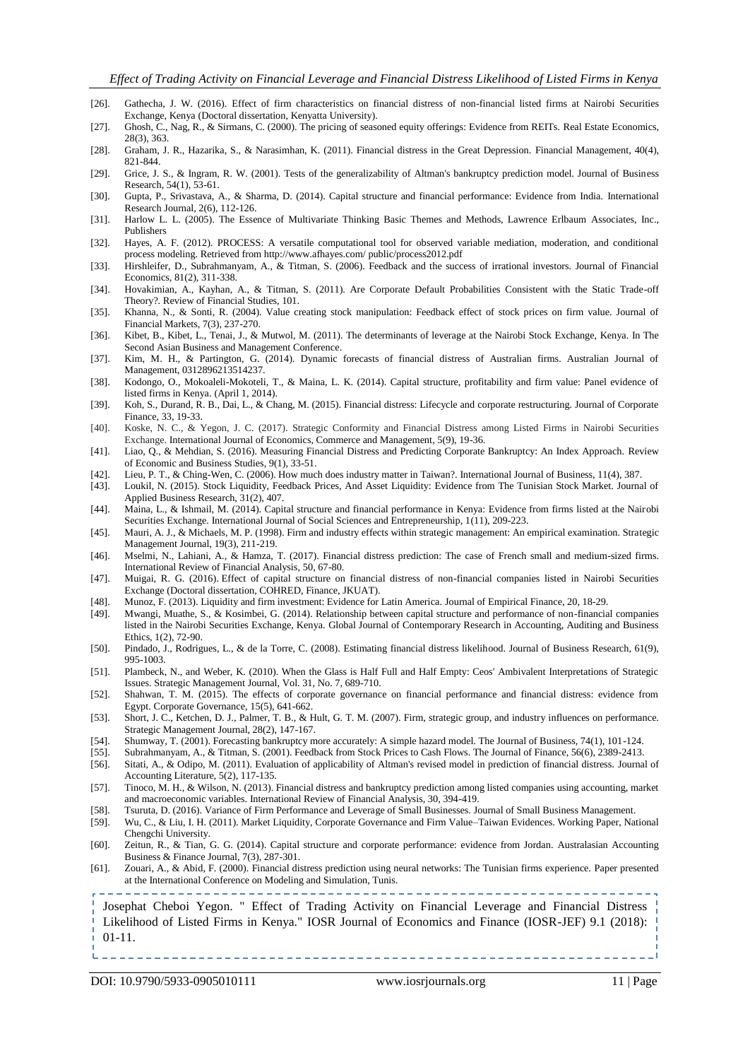[26]. Gathecha, J. W. (2016). Effect of firm characteristics on financial distress of non-financial listed firms at Nairobi Securities Exchange, Kenya (Doctoral dissertation, Kenyatta University).

[27]. Ghosh, C., Nag, R., & Sirmans, C. (2000). The pricing of seasoned equity offerings: Evidence from REITs. Real Estate Economics, 28(3), 363.

[28]. Graham, J. R., Hazarika, S., & Narasimhan, K. (2011). Financial distress in the Great Depression. Financial Management, 40(4), 821-844.

[29]. Grice, J. S., & Ingram, R. W. (2001). Tests of the generalizability of Altman's bankruptcy prediction model. Journal of Business Research, 54(1), 53-61.

[30]. Gupta, P., Srivastava, A., & Sharma, D. (2014). Capital structure and financial performance: Evidence from India. International Research Journal, 2(6), 112-126.

[31]. Harlow L. L. (2005). The Essence of Multivariate Thinking Basic Themes and Methods, Lawrence Erlbaum Associates, Inc., Publishers

[32]. Hayes, A. F. (2012). PROCESS: A versatile computational tool for observed variable mediation, moderation, and conditional process modeling. Retrieved from http://www.afhayes.com/ public/process2012.pdf

[33]. Hirshleifer, D., Subrahmanyam, A., & Titman, S. (2006). Feedback and the success of irrational investors. Journal of Financial Economics, 81(2), 311-338.

[34]. Hovakimian, A., Kayhan, A., & Titman, S. (2011). Are Corporate Default Probabilities Consistent with the Static Trade-off Theory?. Review of Financial Studies, 101.

[35]. Khanna, N., & Sonti, R. (2004). Value creating stock manipulation: Feedback effect of stock prices on firm value. Journal of Financial Markets, 7(3), 237-270.

[36]. Kibet, B., Kibet, L., Tenai, J., & Mutwol, M. (2011). The determinants of leverage at the Nairobi Stock Exchange, Kenya. In The Second Asian Business and Management Conference.

[37]. Kim, M. H., & Partington, G. (2014). Dynamic forecasts of financial distress of Australian firms. Australian Journal of Management, 0312896213514237.

[38]. Kodongo, O., Mokoaleli-Mokoteli, T., & Maina, L. K. (2014). Capital structure, profitability and firm value: Panel evidence of listed firms in Kenya. (April 1, 2014).

[39]. Koh, S., Durand, R. B., Dai, L., & Chang, M. (2015). Financial distress: Lifecycle and corporate restructuring. Journal of Corporate Finance, 33, 19-33.

[40]. Koske, N. C., & Yegon, J. C. (2017). Strategic Conformity and Financial Distress among Listed Firms in Nairobi Securities Exchange. International Journal of Economics, Commerce and Management, 5(9), 19-36.

[41]. Liao, Q., & Mehdian, S. (2016). Measuring Financial Distress and Predicting Corporate Bankruptcy: An Index Approach. Review of Economic and Business Studies, 9(1), 33-51.

[42]. Lieu, P. T., & Ching-Wen, C. (2006). How much does industry matter in Taiwan?. International Journal of Business, 11(4), 387.

[43]. Loukil, N. (2015). Stock Liquidity, Feedback Prices, And Asset Liquidity: Evidence from The Tunisian Stock Market. Journal of Applied Business Research, 31(2), 407.

[44]. Maina, L., & Ishmail, M. (2014). Capital structure and financial performance in Kenya: Evidence from firms listed at the Nairobi Securities Exchange. International Journal of Social Sciences and Entrepreneurship, 1(11), 209-223.

[45]. Mauri, A. J., & Michaels, M. P. (1998). Firm and industry effects within strategic management: An empirical examination. Strategic Management Journal, 19(3), 211-219.

[46]. Mselmi, N., Lahiani, A., & Hamza, T. (2017). Financial distress prediction: The case of French small and medium-sized firms. International Review of Financial Analysis, 50, 67-80.

[47]. Muigai, R. G. (2016). Effect of capital structure on financial distress of non-financial companies listed in Nairobi Securities Exchange (Doctoral dissertation, COHRED, Finance, JKUAT).

[48]. Munoz, F. (2013). Liquidity and firm investment: Evidence for Latin America. Journal of Empirical Finance, 20, 18-29.

[49]. Mwangi, Muathe, S., & Kosimbei, G. (2014). Relationship between capital structure and performance of non-financial companies listed in the Nairobi Securities Exchange, Kenya. Global Journal of Contemporary Research in Accounting, Auditing and Business Ethics, 1(2), 72-90.

[50]. Pindado, J., Rodrigues, L., & de la Torre, C. (2008). Estimating financial distress likelihood. Journal of Business Research, 61(9), 995-1003.

[51]. Plambeck, N., and Weber, K. (2010). When the Glass is Half Full and Half Empty: Ceos' Ambivalent Interpretations of Strategic Issues. Strategic Management Journal, Vol. 31, No. 7, 689-710.

[52]. Shahwan, T. M. (2015). The effects of corporate governance on financial performance and financial distress: evidence from Egypt. Corporate Governance, 15(5), 641-662.

[53]. Short, J. C., Ketchen, D. J., Palmer, T. B., & Hult, G. T. M. (2007). Firm, strategic group, and industry influences on performance. Strategic Management Journal, 28(2), 147-167.

[54]. Shumway, T. (2001). Forecasting bankruptcy more accurately: A simple hazard model. The Journal of Business, 74(1), 101-124.

[55]. Subrahmanyam, A., & Titman, S. (2001). Feedback from Stock Prices to Cash Flows. The Journal of Finance, 56(6), 2389-2413.

[56]. Sitati, A., & Odipo, M. (2011). Evaluation of applicability of Altman's revised model in prediction of financial distress. Journal of Accounting Literature, 5(2), 117-135.

[57]. Tinoco, M. H., & Wilson, N. (2013). Financial distress and bankruptcy prediction among listed companies using accounting, market and macroeconomic variables. International Review of Financial Analysis, 30, 394-419.

[58]. Tsuruta, D. (2016). Variance of Firm Performance and Leverage of Small Businesses. Journal of Small Business Management.

[59]. Wu, C., & Liu, I. H. (2011). Market Liquidity, Corporate Governance and Firm Value–Taiwan Evidences. Working Paper, National Chengchi University.

[60]. Zeitun, R., & Tian, G. G. (2014). Capital structure and corporate performance: evidence from Jordan. Australasian Accounting Business & Finance Journal, 7(3), 287-301.

[61]. Zouari, A., & Abid, F. (2000). Financial distress prediction using neural networks: The Tunisian firms experience. Paper presented at the International Conference on Modeling and Simulation, Tunis.

Josephat Cheboi Yegon. " Effect of Trading Activity on Financial Leverage and Financial Distress Likelihood of Listed Firms in Kenya." IOSR Journal of Economics and Finance (IOSR-JEF) 9.1 (2018): 01-11.